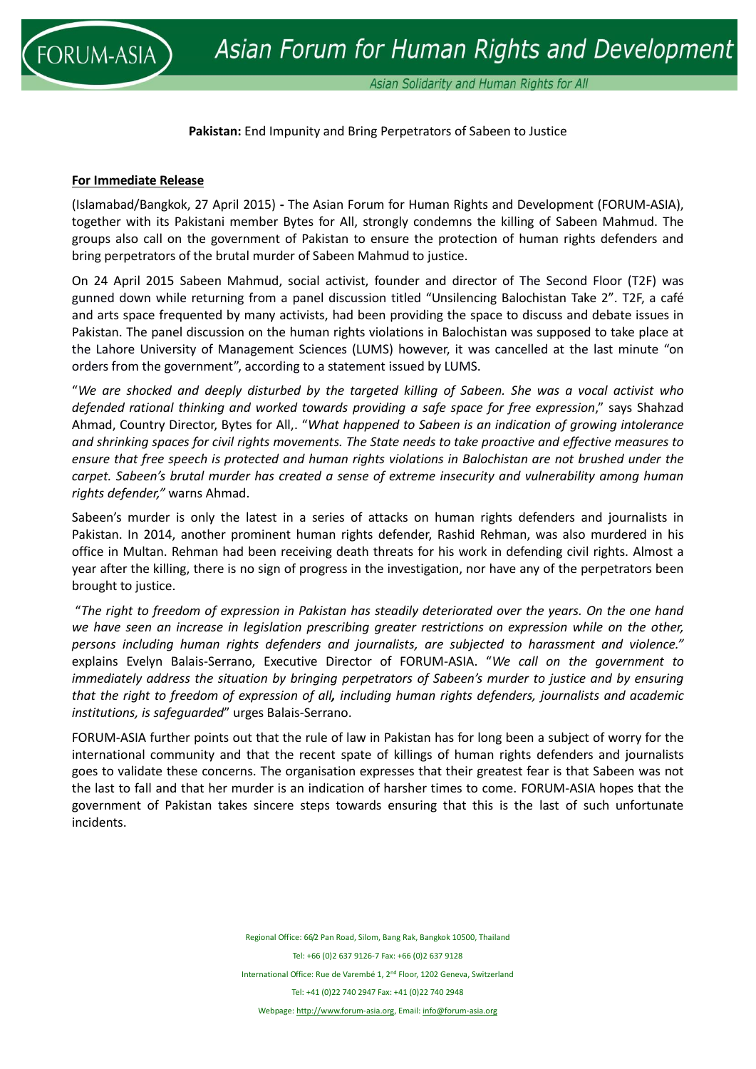FORUM-ASIA

# Asian Forum for Human Rights and Development

Asian Solidarity and Human Rights for All

**Pakistan:** End Impunity and Bring Perpetrators of Sabeen to Justice

**For Immediate Release**

(Islamabad/Bangkok, 27 April 2015) **-** The Asian Forum for Human Rights and Development (FORUM-ASIA), together with its Pakistani member Bytes for All, strongly condemns the killing of Sabeen Mahmud. The groups also call on the government of Pakistan to ensure the protection of human rights defenders and bring perpetrators of the brutal murder of Sabeen Mahmud to justice.

On 24 April 2015 Sabeen Mahmud, social activist, founder and director of The Second Floor (T2F) was gunned down while returning from a panel discussion titled "Unsilencing Balochistan Take 2". T2F, a café and arts space frequented by many activists, had been providing the space to discuss and debate issues in Pakistan. The panel discussion on the human rights violations in Balochistan was supposed to take place at the Lahore University of Management Sciences (LUMS) however, it was cancelled at the last minute "on orders from the government", according to a statement issued by LUMS.

"*We are shocked and deeply disturbed by the targeted killing of Sabeen. She was a vocal activist who defended rational thinking and worked towards providing a safe space for free expression*," says Shahzad Ahmad, Country Director, Bytes for All,. "*What happened to Sabeen is an indication of growing intolerance and shrinking spaces for civil rights movements. The State needs to take proactive and effective measures to ensure that free speech is protected and human rights violations in Balochistan are not brushed under the carpet. Sabeen's brutal murder has created a sense of extreme insecurity and vulnerability among human rights defender,"* warns Ahmad.

Sabeen's murder is only the latest in a series of attacks on human rights defenders and journalists in Pakistan. In 2014, another prominent human rights defender, Rashid Rehman, was also murdered in his office in Multan. Rehman had been receiving death threats for his work in defending civil rights. Almost a year after the killing, there is no sign of progress in the investigation, nor have any of the perpetrators been brought to justice.

"*The right to freedom of expression in Pakistan has steadily deteriorated over the years. On the one hand we have seen an increase in legislation prescribing greater restrictions on expression while on the other, persons including human rights defenders and journalists, are subjected to harassment and violence."* explains Evelyn Balais-Serrano, Executive Director of FORUM-ASIA. "*We call on the government to immediately address the situation by bringing perpetrators of Sabeen's murder to justice and by ensuring that the right to freedom of expression of all**,** including human rights defenders, journalists and academic institutions, is safeguarded*" urges Balais-Serrano.

FORUM-ASIA further points out that the rule of law in Pakistan has for long been a subject of worry for the international community and that the recent spate of killings of human rights defenders and journalists goes to validate these concerns. The organisation expresses that their greatest fear is that Sabeen was not the last to fall and that her murder is an indication of harsher times to come. FORUM-ASIA hopes that the government of Pakistan takes sincere steps towards ensuring that this is the last of such unfortunate incidents.

Regional Office: 66/2 Pan Road, Silom, Bang Rak, Bangkok 10500, Thailand

Tel: +66 (0)2 637 9126-7 Fax: +66 (0)2 637 9128

International Office: Rue de Varembé 1, 2nd Floor, 1202 Geneva, Switzerland

Tel: +41 (0)22 740 2947 Fax: +41 (0)22 740 2948

Webpage: http://www.forum-asia.org, Email: info@forum-asia.org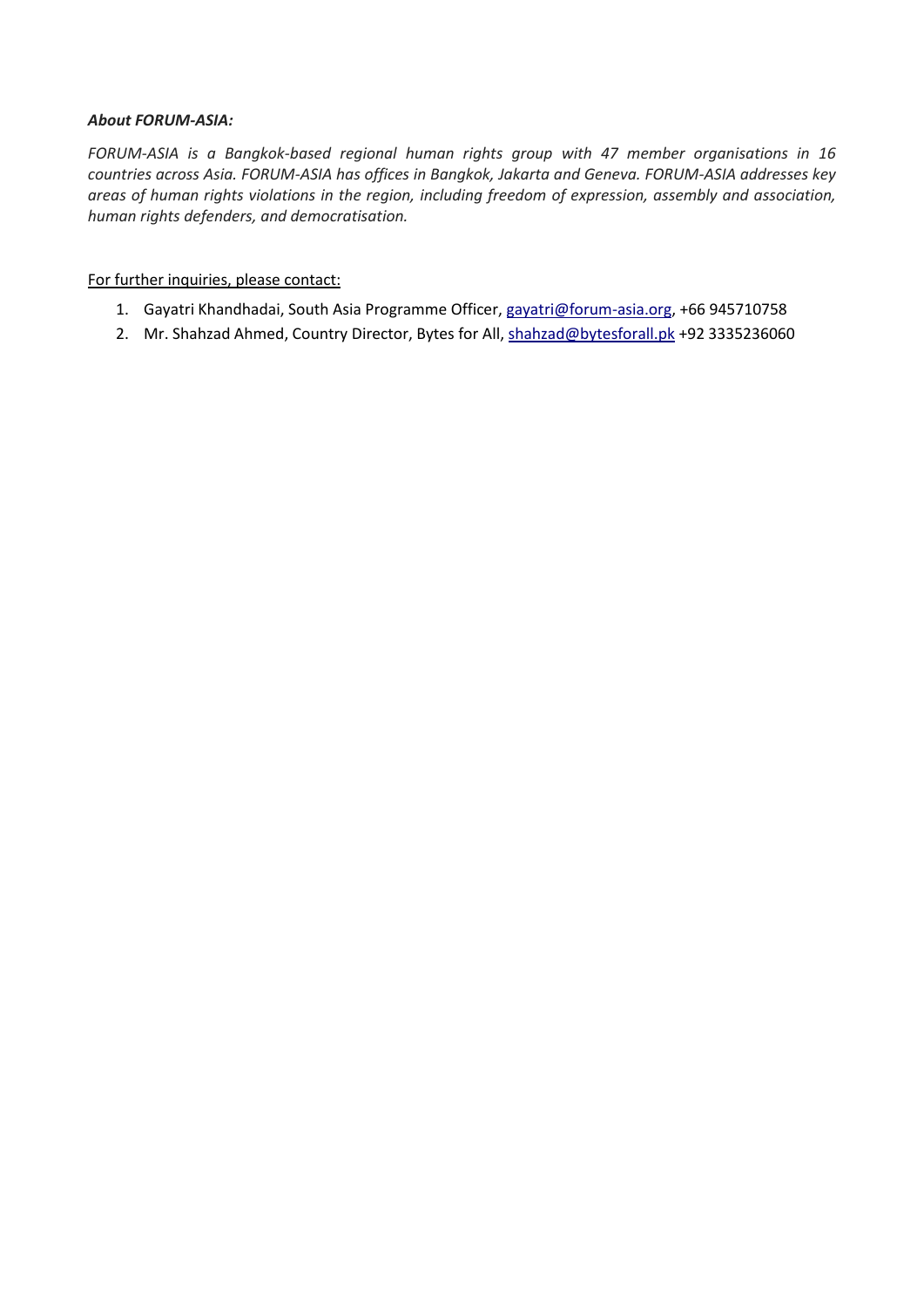***About FORUM-ASIA:***

*FORUM-ASIA is a Bangkok-based regional human rights group with 47 member organisations in 16 countries across Asia. FORUM-ASIA has offices in Bangkok, Jakarta and Geneva. FORUM-ASIA addresses key areas of human rights violations in the region, including freedom of expression, assembly and association, human rights defenders, and democratisation.*

For further inquiries, please contact:

1. Gayatri Khandhadai, South Asia Programme Officer, gayatri@forum-asia.org, +66 945710758
2. Mr. Shahzad Ahmed, Country Director, Bytes for All, shahzad@bytesforall.pk +92 3335236060